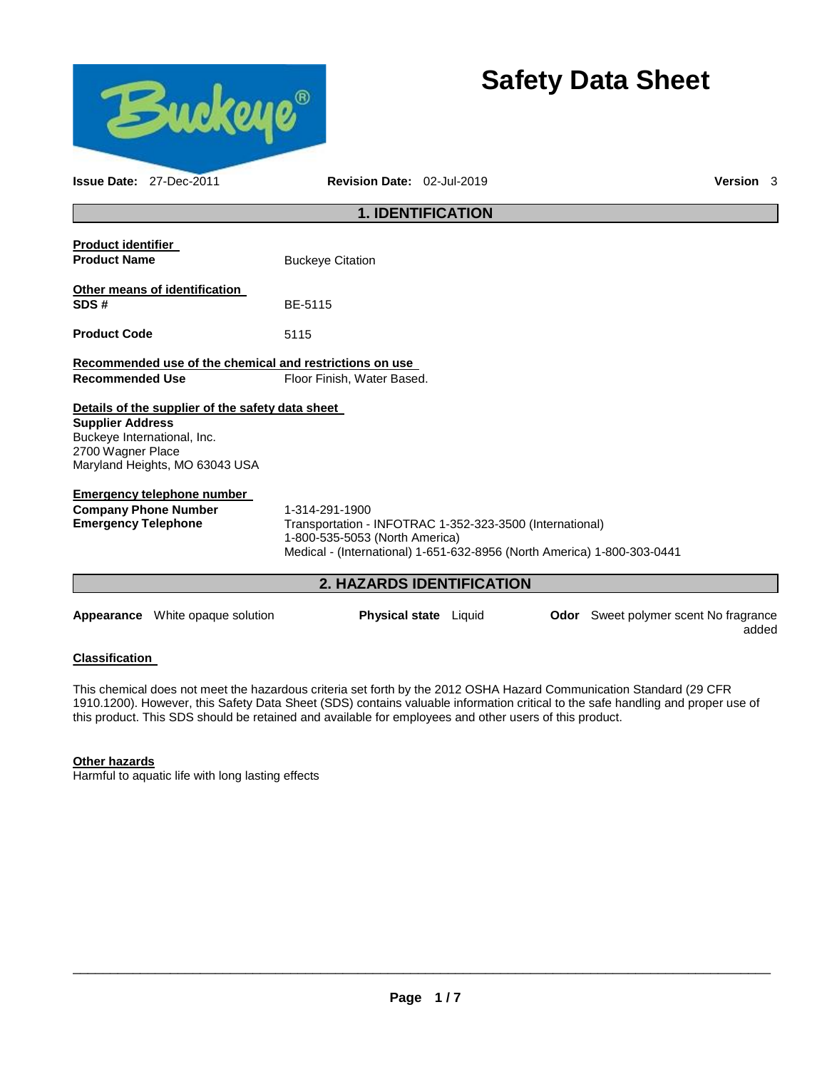# Safety Data Sheet

**Issue Date:** 27-Dec-2011 **Revision Date:** 02-Jul-2019 **Version** 3

## 1. IDENTIFICATION

**Product identifier**

**Product Name** Buckeye Citation

**Other means of identification**

**SDS #** BE-5115

**Product Code** 5115

**Recommended use of the chemical and restrictions on use**

**Recommended Use** Floor Finish, Water Based.

**Details of the supplier of the safety data sheet**

**Supplier Address**
Buckeye International, Inc.
2700 Wagner Place
Maryland Heights, MO 63043 USA

**Emergency telephone number**

**Company Phone Number** 1-314-291-1900

**Emergency Telephone** Transportation - INFOTRAC 1-352-323-3500 (International)
1-800-535-5053 (North America)
Medical - (International) 1-651-632-8956 (North America) 1-800-303-0441

## 2. HAZARDS IDENTIFICATION

**Appearance** White opaque solution **Physical state** Liquid **Odor** Sweet polymer scent No fragrance added

**Classification**

This chemical does not meet the hazardous criteria set forth by the 2012 OSHA Hazard Communication Standard (29 CFR 1910.1200). However, this Safety Data Sheet (SDS) contains valuable information critical to the safe handling and proper use of this product. This SDS should be retained and available for employees and other users of this product.

**Other hazards**

Harmful to aquatic life with long lasting effects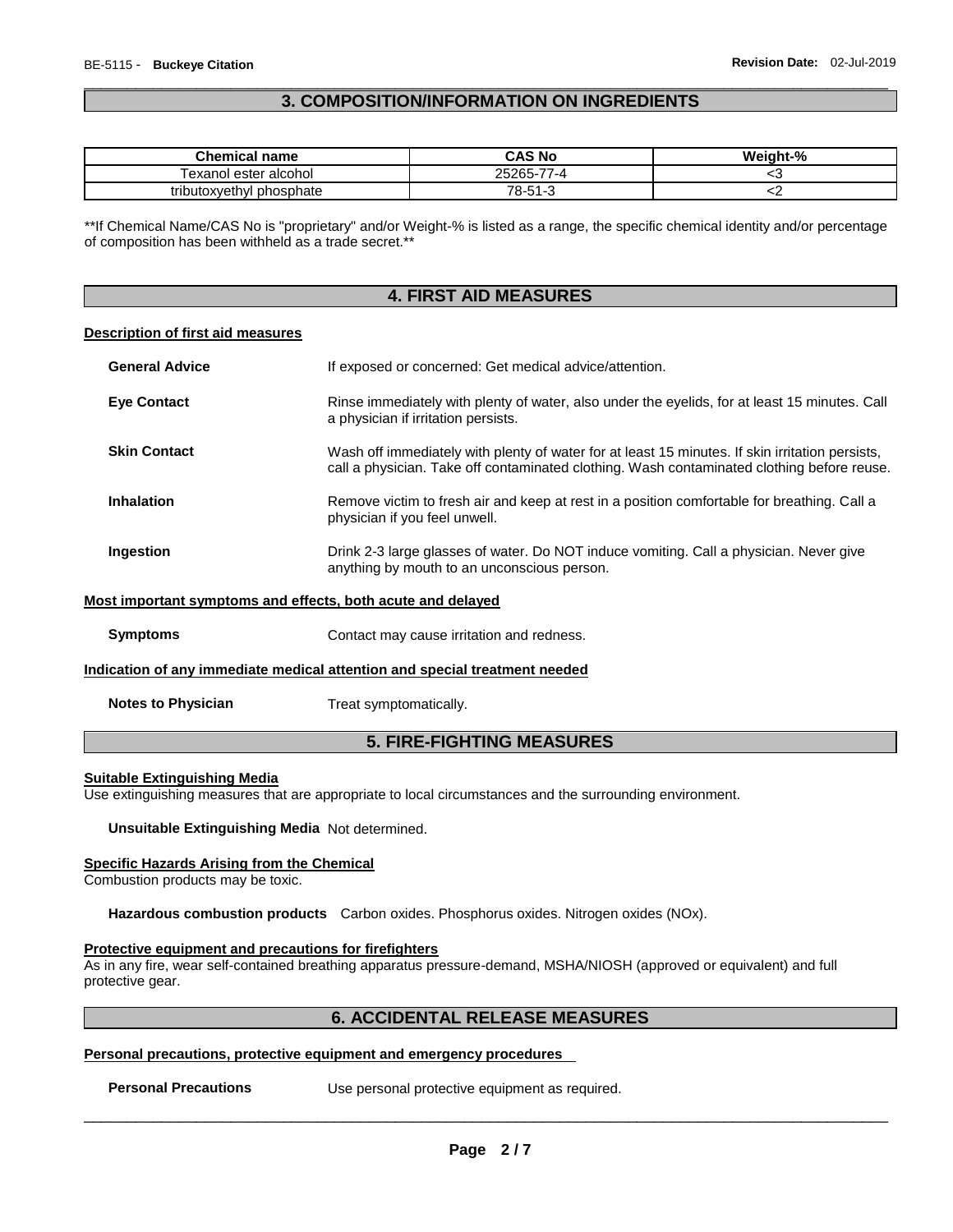## 3. COMPOSITION/INFORMATION ON INGREDIENTS

| Chemical name | CAS No | Weight-% |
|---|---|---|
| Texanol ester alcohol | 25265-77-4 | <3 |
| tributoxyethyl phosphate | 78-51-3 | <2 |

**If Chemical Name/CAS No is "proprietary" and/or Weight-% is listed as a range, the specific chemical identity and/or percentage of composition has been withheld as a trade secret.**

## 4. FIRST AID MEASURES

### Description of first aid measures

**General Advice** If exposed or concerned: Get medical advice/attention.

**Eye Contact** Rinse immediately with plenty of water, also under the eyelids, for at least 15 minutes. Call a physician if irritation persists.

**Skin Contact** Wash off immediately with plenty of water for at least 15 minutes. If skin irritation persists, call a physician. Take off contaminated clothing. Wash contaminated clothing before reuse.

**Inhalation** Remove victim to fresh air and keep at rest in a position comfortable for breathing. Call a physician if you feel unwell.

**Ingestion** Drink 2-3 large glasses of water. Do NOT induce vomiting. Call a physician. Never give anything by mouth to an unconscious person.

### Most important symptoms and effects, both acute and delayed

**Symptoms** Contact may cause irritation and redness.

### Indication of any immediate medical attention and special treatment needed

**Notes to Physician** Treat symptomatically.

## 5. FIRE-FIGHTING MEASURES

### Suitable Extinguishing Media

Use extinguishing measures that are appropriate to local circumstances and the surrounding environment.

**Unsuitable Extinguishing Media** Not determined.

### Specific Hazards Arising from the Chemical

Combustion products may be toxic.

**Hazardous combustion products** Carbon oxides. Phosphorus oxides. Nitrogen oxides (NOx).

### Protective equipment and precautions for firefighters

As in any fire, wear self-contained breathing apparatus pressure-demand, MSHA/NIOSH (approved or equivalent) and full protective gear.

## 6. ACCIDENTAL RELEASE MEASURES

### Personal precautions, protective equipment and emergency procedures

**Personal Precautions** Use personal protective equipment as required.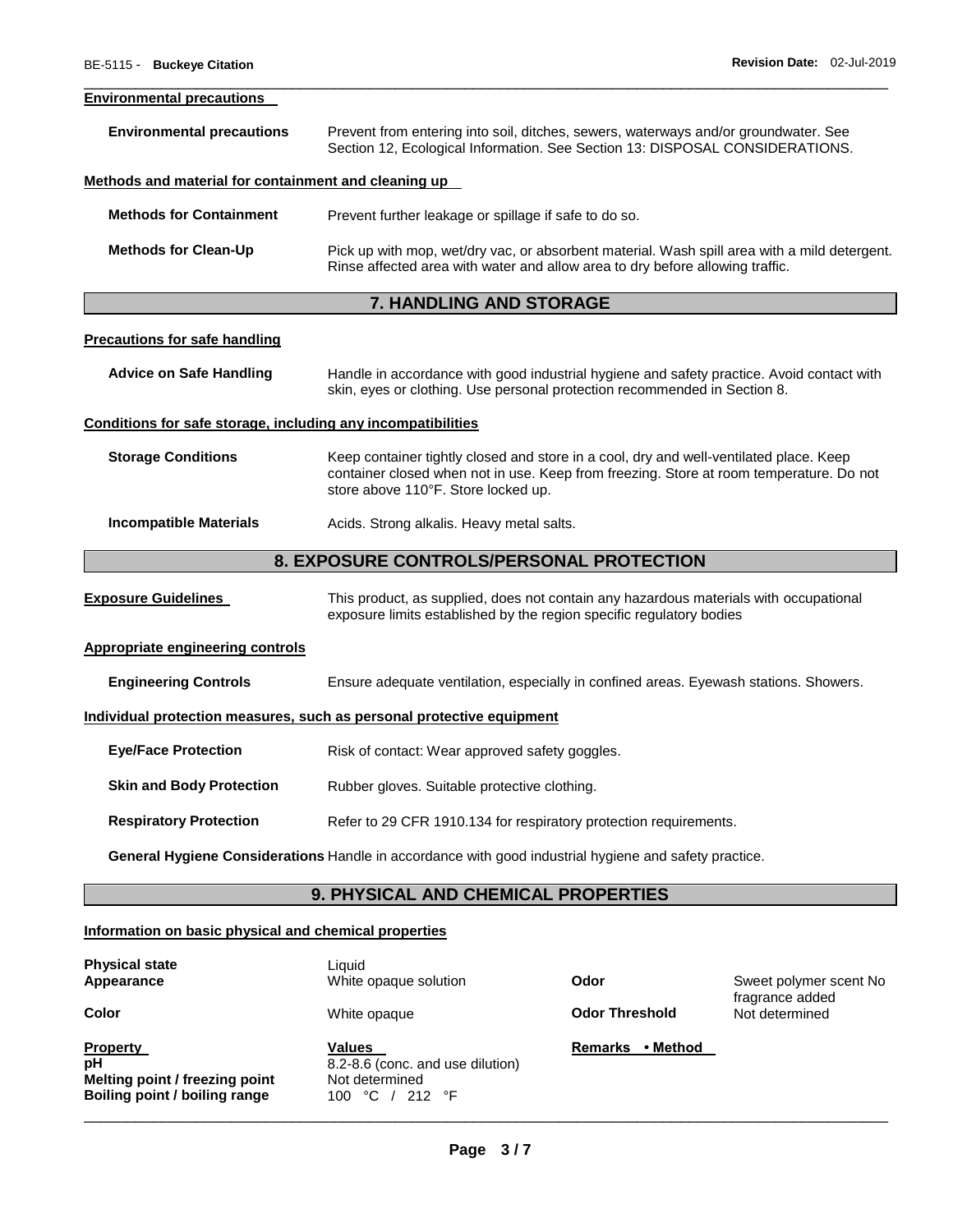### Environmental precautions

**Environmental precautions** Prevent from entering into soil, ditches, sewers, waterways and/or groundwater. See Section 12, Ecological Information. See Section 13: DISPOSAL CONSIDERATIONS.

### Methods and material for containment and cleaning up

**Methods for Containment** Prevent further leakage or spillage if safe to do so.

**Methods for Clean-Up** Pick up with mop, wet/dry vac, or absorbent material. Wash spill area with a mild detergent. Rinse affected area with water and allow area to dry before allowing traffic.

## 7. HANDLING AND STORAGE

### Precautions for safe handling

**Advice on Safe Handling** Handle in accordance with good industrial hygiene and safety practice. Avoid contact with skin, eyes or clothing. Use personal protection recommended in Section 8.

### Conditions for safe storage, including any incompatibilities

**Storage Conditions** Keep container tightly closed and store in a cool, dry and well-ventilated place. Keep container closed when not in use. Keep from freezing. Store at room temperature. Do not store above 110°F. Store locked up.

**Incompatible Materials** Acids. Strong alkalis. Heavy metal salts.

## 8. EXPOSURE CONTROLS/PERSONAL PROTECTION

**Exposure Guidelines** This product, as supplied, does not contain any hazardous materials with occupational exposure limits established by the region specific regulatory bodies

### Appropriate engineering controls

**Engineering Controls** Ensure adequate ventilation, especially in confined areas. Eyewash stations. Showers.

### Individual protection measures, such as personal protective equipment

**Eye/Face Protection** Risk of contact: Wear approved safety goggles.

**Skin and Body Protection** Rubber gloves. Suitable protective clothing.

**Respiratory Protection** Refer to 29 CFR 1910.134 for respiratory protection requirements.

**General Hygiene Considerations** Handle in accordance with good industrial hygiene and safety practice.

## 9. PHYSICAL AND CHEMICAL PROPERTIES

### Information on basic physical and chemical properties

| | | | |
|---|---|---|---|
| **Physical state** | Liquid | | |
| **Appearance** | White opaque solution | **Odor** | Sweet polymer scent No fragrance added |
| **Color** | White opaque | **Odor Threshold** | Not determined |

| **Property** | **Values** | **Remarks • Method** |
|---|---|---|
| **pH** | 8.2-8.6 (conc. and use dilution) | |
| **Melting point / freezing point** | Not determined | |
| **Boiling point / boiling range** | 100 °C / 212 °F | |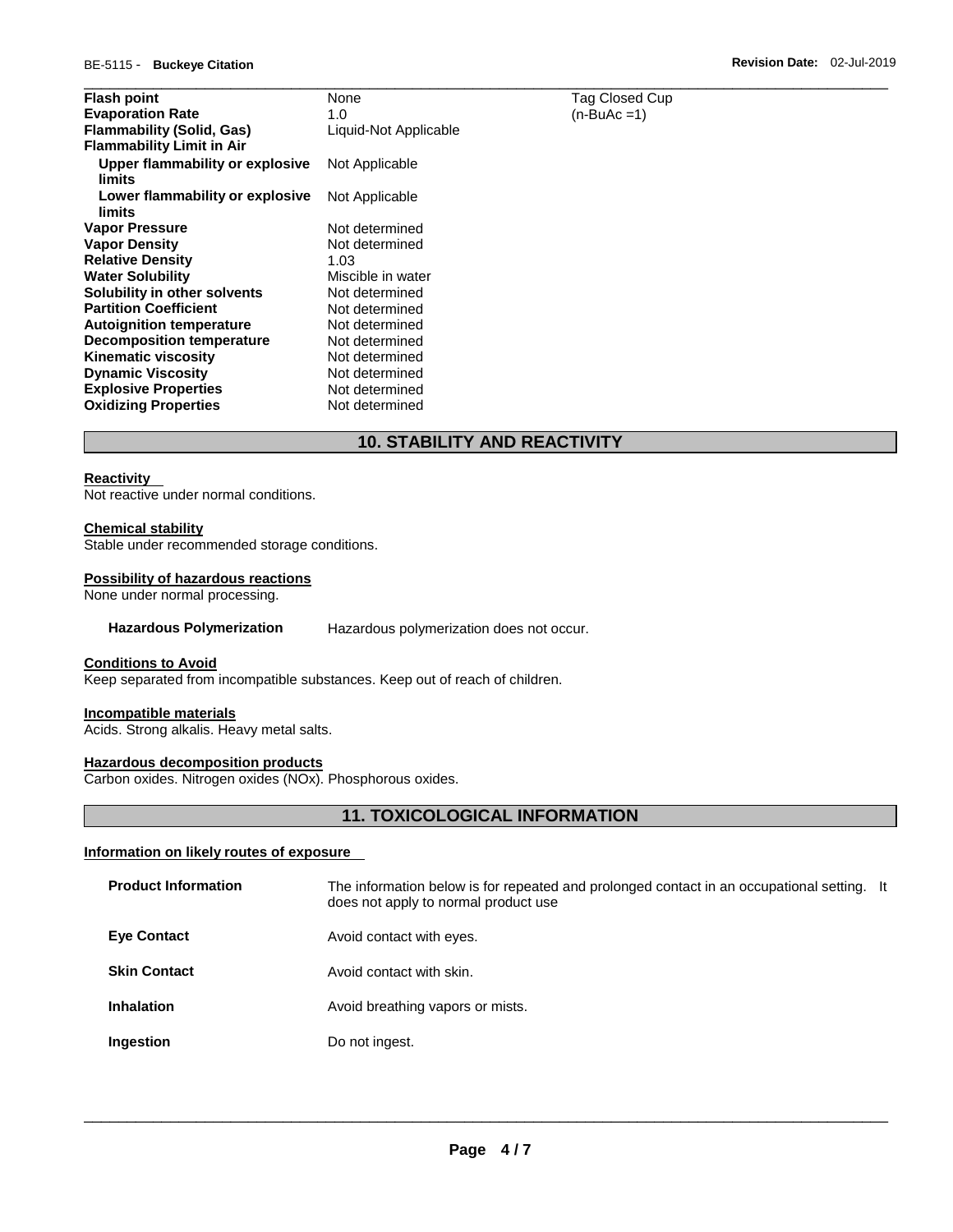| | | |
|---|---|---|
| **Flash point** | None | Tag Closed Cup |
| **Evaporation Rate** | 1.0 | (n-BuAc =1) |
| **Flammability (Solid, Gas)** | Liquid-Not Applicable | |
| **Flammability Limit in Air** | | |
| **Upper flammability or explosive limits** | Not Applicable | |
| **Lower flammability or explosive limits** | Not Applicable | |
| **Vapor Pressure** | Not determined | |
| **Vapor Density** | Not determined | |
| **Relative Density** | 1.03 | |
| **Water Solubility** | Miscible in water | |
| **Solubility in other solvents** | Not determined | |
| **Partition Coefficient** | Not determined | |
| **Autoignition temperature** | Not determined | |
| **Decomposition temperature** | Not determined | |
| **Kinematic viscosity** | Not determined | |
| **Dynamic Viscosity** | Not determined | |
| **Explosive Properties** | Not determined | |
| **Oxidizing Properties** | Not determined | |

## 10. STABILITY AND REACTIVITY

**Reactivity**

Not reactive under normal conditions.

**Chemical stability**

Stable under recommended storage conditions.

**Possibility of hazardous reactions**

None under normal processing.

**Hazardous Polymerization** Hazardous polymerization does not occur.

**Conditions to Avoid**

Keep separated from incompatible substances. Keep out of reach of children.

**Incompatible materials**

Acids. Strong alkalis. Heavy metal salts.

**Hazardous decomposition products**

Carbon oxides. Nitrogen oxides (NOx). Phosphorous oxides.

## 11. TOXICOLOGICAL INFORMATION

**Information on likely routes of exposure**

| | |
|---|---|
| **Product Information** | The information below is for repeated and prolonged contact in an occupational setting. It does not apply to normal product use |
| **Eye Contact** | Avoid contact with eyes. |
| **Skin Contact** | Avoid contact with skin. |
| **Inhalation** | Avoid breathing vapors or mists. |
| **Ingestion** | Do not ingest. |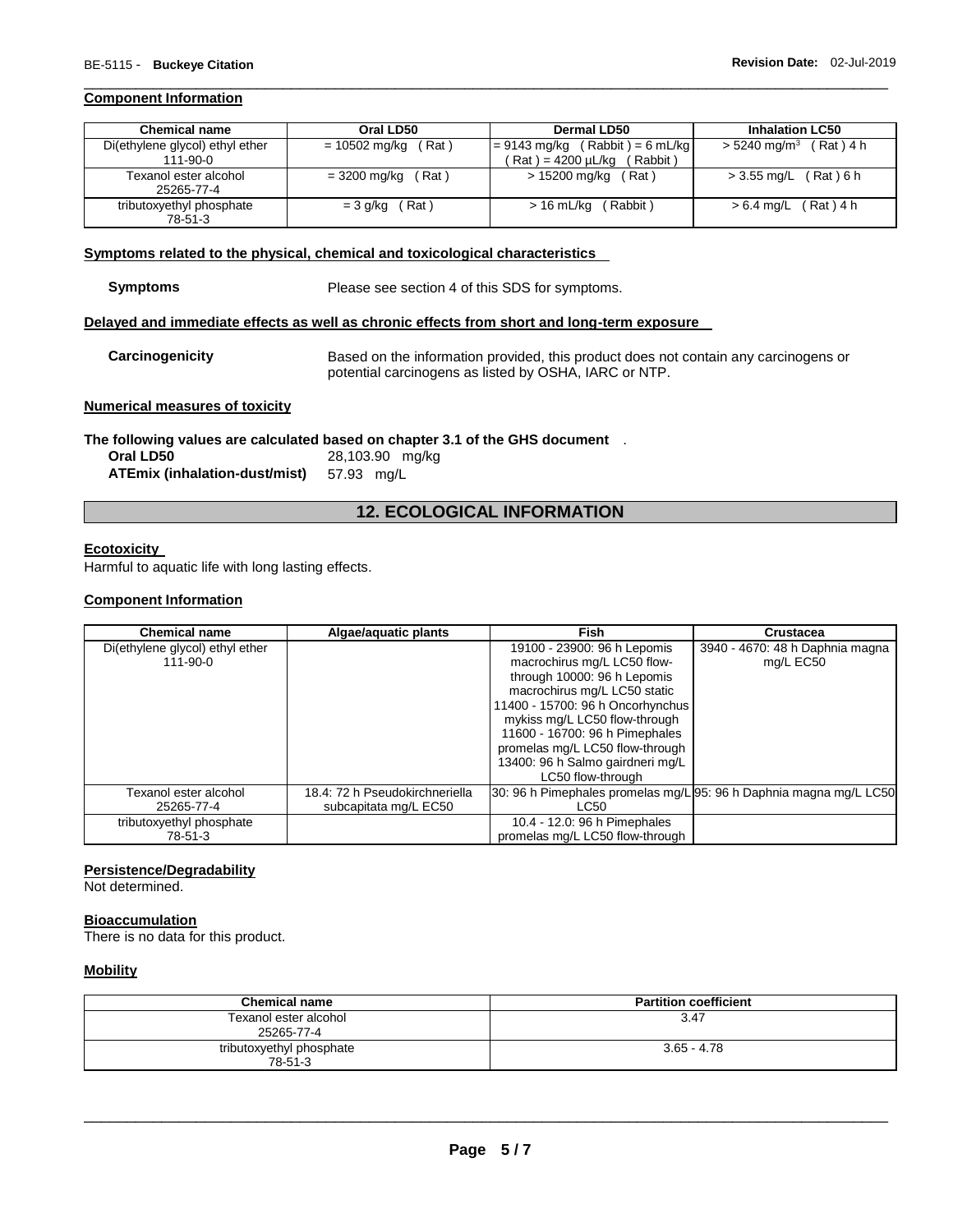### Component Information

| Chemical name | Oral LD50 | Dermal LD50 | Inhalation LC50 |
|---|---|---|---|
| Di(ethylene glycol) ethyl ether 111-90-0 | = 10502 mg/kg ( Rat ) | = 9143 mg/kg ( Rabbit ) = 6 mL/kg ( Rat ) = 4200 µL/kg ( Rabbit ) | > 5240 mg/m$^3$ ( Rat ) 4 h |
| Texanol ester alcohol 25265-77-4 | = 3200 mg/kg ( Rat ) | > 15200 mg/kg ( Rat ) | > 3.55 mg/L ( Rat ) 6 h |
| tributoxyethyl phosphate 78-51-3 | = 3 g/kg ( Rat ) | > 16 mL/kg ( Rabbit ) | > 6.4 mg/L ( Rat ) 4 h |

### Symptoms related to the physical, chemical and toxicological characteristics

**Symptoms** Please see section 4 of this SDS for symptoms.

### Delayed and immediate effects as well as chronic effects from short and long-term exposure

**Carcinogenicity** Based on the information provided, this product does not contain any carcinogens or potential carcinogens as listed by OSHA, IARC or NTP.

### Numerical measures of toxicity

**The following values are calculated based on chapter 3.1 of the GHS document** .

**Oral LD50** 28,103.90 mg/kg
**ATEmix (inhalation-dust/mist)** 57.93 mg/L

## 12. ECOLOGICAL INFORMATION

### Ecotoxicity

Harmful to aquatic life with long lasting effects.

### Component Information

| Chemical name | Algae/aquatic plants | Fish | Crustacea |
|---|---|---|---|
| Di(ethylene glycol) ethyl ether 111-90-0 | | 19100 - 23900: 96 h Lepomis macrochirus mg/L LC50 flow-through 10000: 96 h Lepomis macrochirus mg/L LC50 static 11400 - 15700: 96 h Oncorhynchus mykiss mg/L LC50 flow-through 11600 - 16700: 96 h Pimephales promelas mg/L LC50 flow-through 13400: 96 h Salmo gairdneri mg/L LC50 flow-through | 3940 - 4670: 48 h Daphnia magna mg/L EC50 |
| Texanol ester alcohol 25265-77-4 | 18.4: 72 h Pseudokirchneriella subcapitata mg/L EC50 | 30: 96 h Pimephales promelas mg/L LC50 | 95: 96 h Daphnia magna mg/L LC50 |
| tributoxyethyl phosphate 78-51-3 | | 10.4 - 12.0: 96 h Pimephales promelas mg/L LC50 flow-through | |

### Persistence/Degradability

Not determined.

### Bioaccumulation

There is no data for this product.

### Mobility

| Chemical name | Partition coefficient |
|---|---|
| Texanol ester alcohol 25265-77-4 | 3.47 |
| tributoxyethyl phosphate 78-51-3 | 3.65 - 4.78 |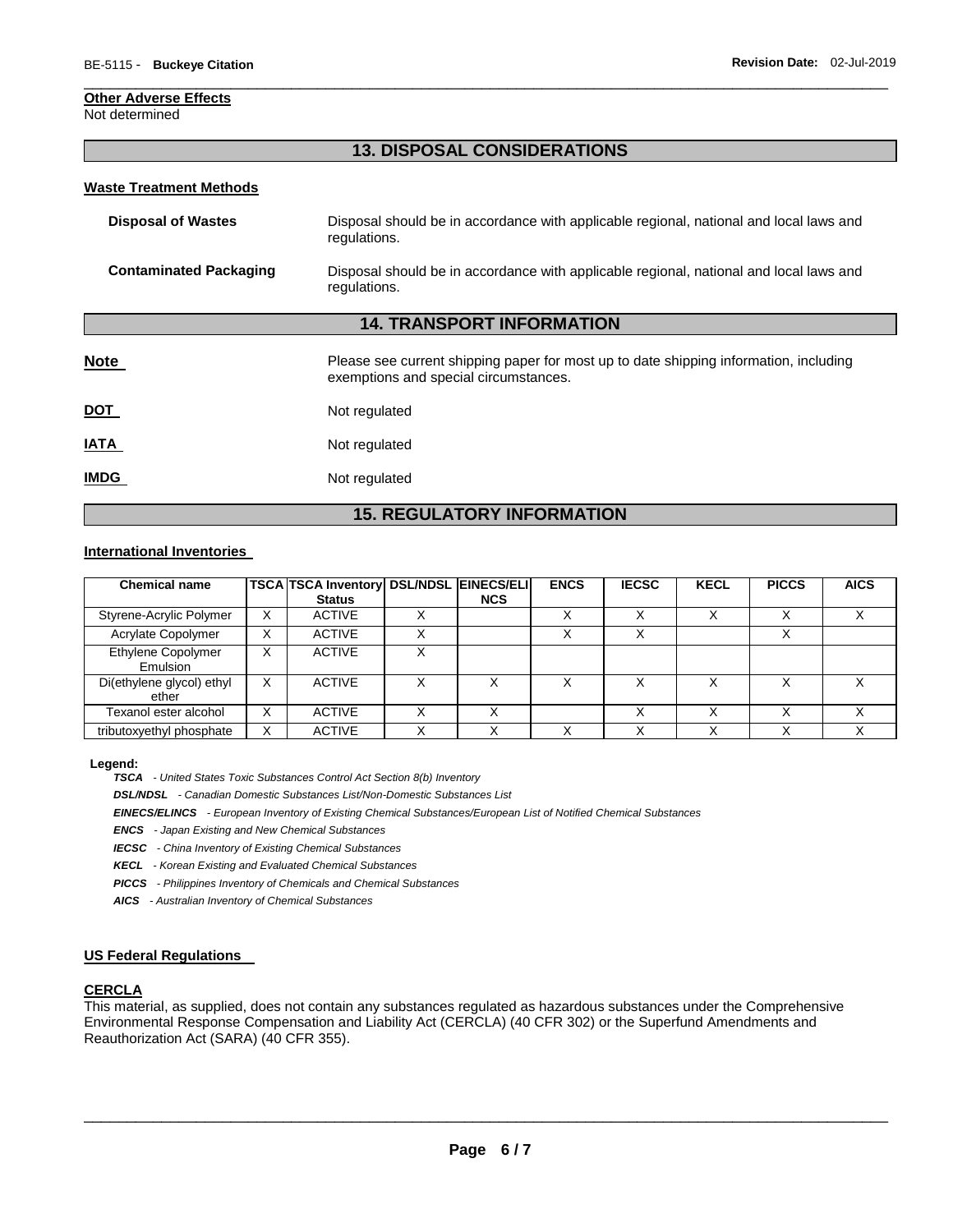**Other Adverse Effects**
Not determined

## 13. DISPOSAL CONSIDERATIONS

**Waste Treatment Methods**

**Disposal of Wastes** Disposal should be in accordance with applicable regional, national and local laws and regulations.

**Contaminated Packaging** Disposal should be in accordance with applicable regional, national and local laws and regulations.

## 14. TRANSPORT INFORMATION

**Note** Please see current shipping paper for most up to date shipping information, including exemptions and special circumstances.

**DOT** Not regulated

**IATA** Not regulated

**IMDG** Not regulated

## 15. REGULATORY INFORMATION

**International Inventories**

| Chemical name | TSCA | TSCA Inventory Status | DSL/NDSL | EINECS/ELINCS | ENCS | IECSC | KECL | PICCS | AICS |
|---|---|---|---|---|---|---|---|---|---|
| Styrene-Acrylic Polymer | X | ACTIVE | X | | X | X | X | X | X |
| Acrylate Copolymer | X | ACTIVE | X | | X | X | | X | |
| Ethylene Copolymer Emulsion | X | ACTIVE | X | | | | | | |
| Di(ethylene glycol) ethyl ether | X | ACTIVE | X | X | X | X | X | X | X |
| Texanol ester alcohol | X | ACTIVE | X | X | | X | X | X | X |
| tributoxyethyl phosphate | X | ACTIVE | X | X | X | X | X | X | X |

**Legend:**

***TSCA*** *- United States Toxic Substances Control Act Section 8(b) Inventory*
***DSL/NDSL*** *- Canadian Domestic Substances List/Non-Domestic Substances List*
***EINECS/ELINCS*** *- European Inventory of Existing Chemical Substances/European List of Notified Chemical Substances*
***ENCS*** *- Japan Existing and New Chemical Substances*
***IECSC*** *- China Inventory of Existing Chemical Substances*
***KECL*** *- Korean Existing and Evaluated Chemical Substances*
***PICCS*** *- Philippines Inventory of Chemicals and Chemical Substances*
***AICS*** *- Australian Inventory of Chemical Substances*

**US Federal Regulations**

**CERCLA**
This material, as supplied, does not contain any substances regulated as hazardous substances under the Comprehensive Environmental Response Compensation and Liability Act (CERCLA) (40 CFR 302) or the Superfund Amendments and Reauthorization Act (SARA) (40 CFR 355).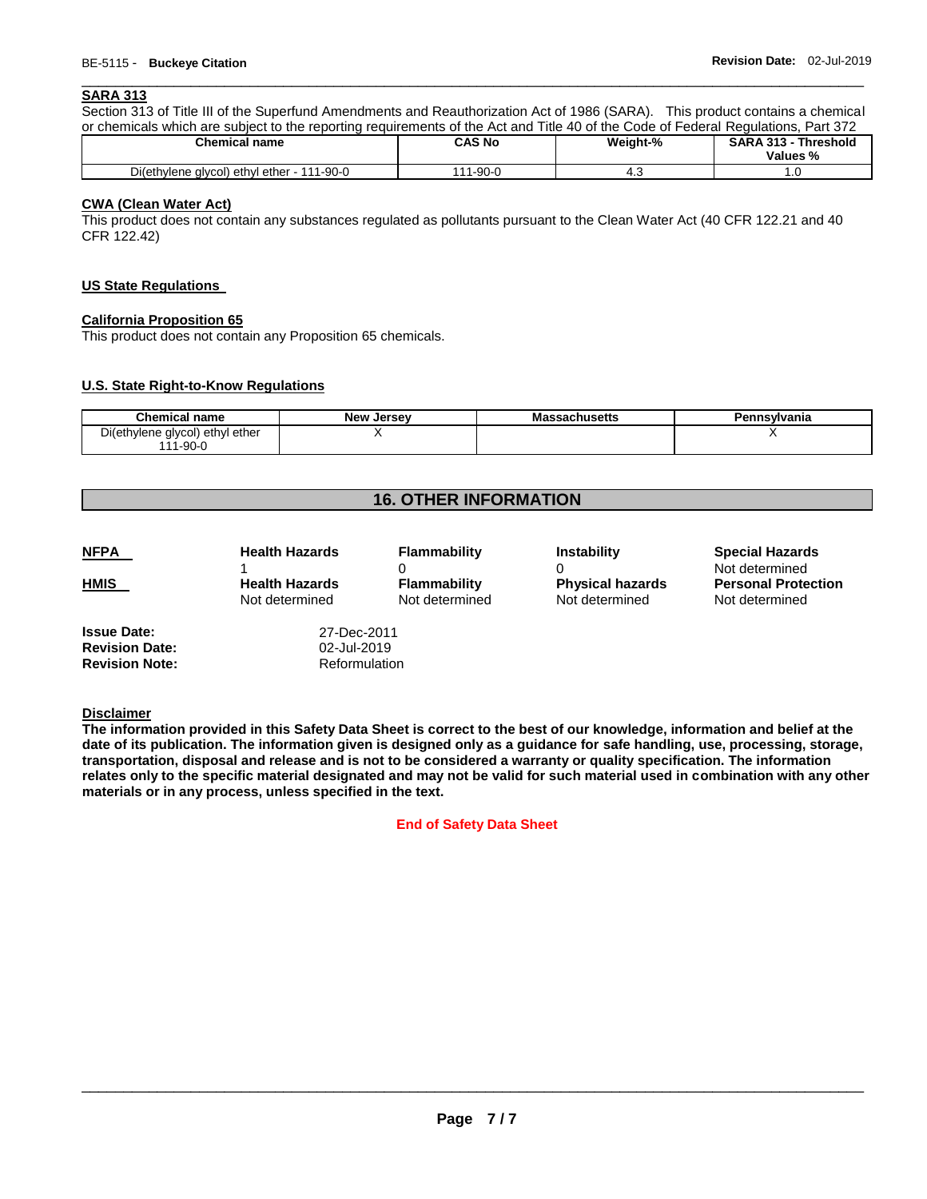### SARA 313

Section 313 of Title III of the Superfund Amendments and Reauthorization Act of 1986 (SARA). This product contains a chemical or chemicals which are subject to the reporting requirements of the Act and Title 40 of the Code of Federal Regulations, Part 372

| Chemical name | CAS No | Weight-% | SARA 313 - Threshold Values % |
|---|---|---|---|
| Di(ethylene glycol) ethyl ether - 111-90-0 | 111-90-0 | 4.3 | 1.0 |

### CWA (Clean Water Act)

This product does not contain any substances regulated as pollutants pursuant to the Clean Water Act (40 CFR 122.21 and 40 CFR 122.42)

### US State Regulations

### California Proposition 65

This product does not contain any Proposition 65 chemicals.

### U.S. State Right-to-Know Regulations

| Chemical name | New Jersey | Massachusetts | Pennsylvania |
|---|---|---|---|
| Di(ethylene glycol) ethyl ether 111-90-0 | X | | X |

## 16. OTHER INFORMATION

| | | | | |
|---|---|---|---|---|
| **NFPA** | **Health Hazards** 1 | **Flammability** 0 | **Instability** 0 | **Special Hazards** Not determined |
| **HMIS** | **Health Hazards** Not determined | **Flammability** Not determined | **Physical hazards** Not determined | **Personal Protection** Not determined |

**Issue Date:** 27-Dec-2011
**Revision Date:** 02-Jul-2019
**Revision Note:** Reformulation

### Disclaimer

**The information provided in this Safety Data Sheet is correct to the best of our knowledge, information and belief at the date of its publication. The information given is designed only as a guidance for safe handling, use, processing, storage, transportation, disposal and release and is not to be considered a warranty or quality specification. The information relates only to the specific material designated and may not be valid for such material used in combination with any other materials or in any process, unless specified in the text.**

**End of Safety Data Sheet**